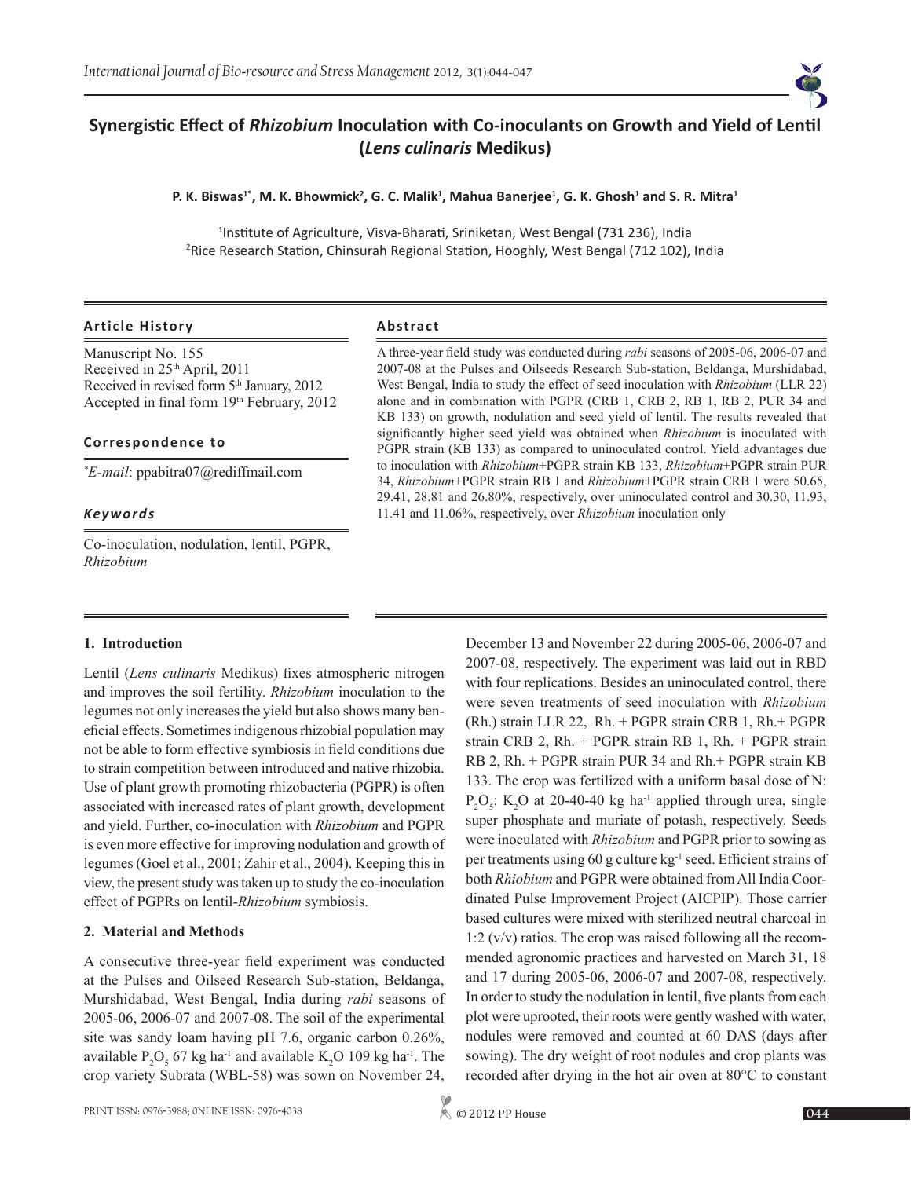# Synergistic Effect of *Rhizobium* Inoculation with Co-inoculants on Growth and Yield of Lentil (*Lens culinaris* Medikus)

**P. K. Biswas[1*], M. K. Bhowmick[2], G. C. Malik[1], Mahua Banerjee[1], G. K. Ghosh[1] and S. R. Mitra[1]**

[1]Institute of Agriculture, Visva-Bharati, Sriniketan, West Bengal (731 236), India
[2]Rice Research Station, Chinsurah Regional Station, Hooghly, West Bengal (712 102), India

### Article History

Manuscript No. 155
Received in 25th April, 2011
Received in revised form 5th January, 2012
Accepted in final form 19th February, 2012

### Correspondence to

*\*E-mail*: ppabitra07@rediffmail.com

### Keywords

Co-inoculation, nodulation, lentil, PGPR, *Rhizobium*

### Abstract

A three-year field study was conducted during *rabi* seasons of 2005-06, 2006-07 and 2007-08 at the Pulses and Oilseeds Research Sub-station, Beldanga, Murshidabad, West Bengal, India to study the effect of seed inoculation with *Rhizobium* (LLR 22) alone and in combination with PGPR (CRB 1, CRB 2, RB 1, RB 2, PUR 34 and KB 133) on growth, nodulation and seed yield of lentil. The results revealed that significantly higher seed yield was obtained when *Rhizobium* is inoculated with PGPR strain (KB 133) as compared to uninoculated control. Yield advantages due to inoculation with *Rhizobium*+PGPR strain KB 133, *Rhizobium*+PGPR strain PUR 34, *Rhizobium*+PGPR strain RB 1 and *Rhizobium*+PGPR strain CRB 1 were 50.65, 29.41, 28.81 and 26.80%, respectively, over uninoculated control and 30.30, 11.93, 11.41 and 11.06%, respectively, over *Rhizobium* inoculation only

## 1. Introduction

Lentil (*Lens culinaris* Medikus) fixes atmospheric nitrogen and improves the soil fertility. *Rhizobium* inoculation to the legumes not only increases the yield but also shows many beneficial effects. Sometimes indigenous rhizobial population may not be able to form effective symbiosis in field conditions due to strain competition between introduced and native rhizobia. Use of plant growth promoting rhizobacteria (PGPR) is often associated with increased rates of plant growth, development and yield. Further, co-inoculation with *Rhizobium* and PGPR is even more effective for improving nodulation and growth of legumes (Goel et al., 2001; Zahir et al., 2004). Keeping this in view, the present study was taken up to study the co-inoculation effect of PGPRs on lentil-*Rhizobium* symbiosis.

## 2. Material and Methods

A consecutive three-year field experiment was conducted at the Pulses and Oilseed Research Sub-station, Beldanga, Murshidabad, West Bengal, India during *rabi* seasons of 2005-06, 2006-07 and 2007-08. The soil of the experimental site was sandy loam having pH 7.6, organic carbon 0.26%, available $P_2O_5$ 67 kg ha$^{-1}$ and available $K_2O$ 109 kg ha$^{-1}$. The crop variety Subrata (WBL-58) was sown on November 24, December 13 and November 22 during 2005-06, 2006-07 and 2007-08, respectively. The experiment was laid out in RBD with four replications. Besides an uninoculated control, there were seven treatments of seed inoculation with *Rhizobium* (Rh.) strain LLR 22, Rh. + PGPR strain CRB 1, Rh.+ PGPR strain CRB 2, Rh. + PGPR strain RB 1, Rh. + PGPR strain RB 2, Rh. + PGPR strain PUR 34 and Rh.+ PGPR strain KB 133. The crop was fertilized with a uniform basal dose of N: $P_2O_5$: $K_2O$ at 20-40-40 kg ha$^{-1}$ applied through urea, single super phosphate and muriate of potash, respectively. Seeds were inoculated with *Rhizobium* and PGPR prior to sowing as per treatments using 60 g culture kg$^{-1}$ seed. Efficient strains of both *Rhiobium* and PGPR were obtained from All India Coordinated Pulse Improvement Project (AICPIP). Those carrier based cultures were mixed with sterilized neutral charcoal in 1:2 (v/v) ratios. The crop was raised following all the recommended agronomic practices and harvested on March 31, 18 and 17 during 2005-06, 2006-07 and 2007-08, respectively. In order to study the nodulation in lentil, five plants from each plot were uprooted, their roots were gently washed with water, nodules were removed and counted at 60 DAS (days after sowing). The dry weight of root nodules and crop plants was recorded after drying in the hot air oven at 80°C to constant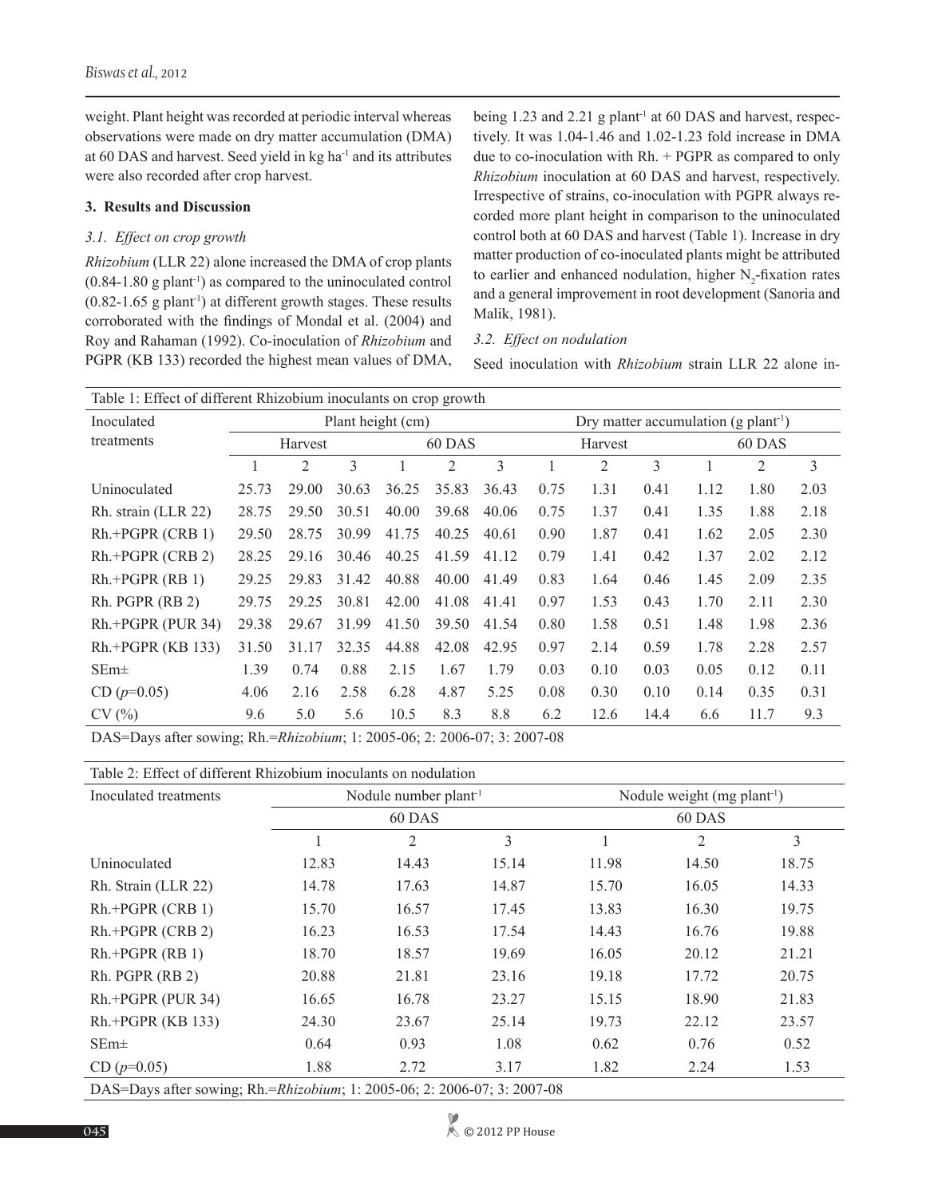weight. Plant height was recorded at periodic interval whereas observations were made on dry matter accumulation (DMA) at 60 DAS and harvest. Seed yield in kg ha$^{-1}$ and its attributes were also recorded after crop harvest.

### 3. Results and Discussion

#### *3.1. Effect on crop growth*

*Rhizobium* (LLR 22) alone increased the DMA of crop plants (0.84-1.80 g plant$^{-1}$) as compared to the uninoculated control (0.82-1.65 g plant$^{-1}$) at different growth stages. These results corroborated with the findings of Mondal et al. (2004) and Roy and Rahaman (1992). Co-inoculation of *Rhizobium* and PGPR (KB 133) recorded the highest mean values of DMA, being 1.23 and 2.21 g plant$^{-1}$ at 60 DAS and harvest, respectively. It was 1.04-1.46 and 1.02-1.23 fold increase in DMA due to co-inoculation with Rh. + PGPR as compared to only *Rhizobium* inoculation at 60 DAS and harvest, respectively. Irrespective of strains, co-inoculation with PGPR always recorded more plant height in comparison to the uninoculated control both at 60 DAS and harvest (Table 1). Increase in dry matter production of co-inoculated plants might be attributed to earlier and enhanced nodulation, higher $N_2$-fixation rates and a general improvement in root development (Sanoria and Malik, 1981).

#### *3.2. Effect on nodulation*

Seed inoculation with *Rhizobium* strain LLR 22 alone in-

Table 1: Effect of different Rhizobium inoculants on crop growth

| Inoculated treatments | Plant height (cm) | | | | | | Dry matter accumulation (g plant$^{-1}$) | | | | | |
|---|---|---|---|---|---|---|---|---|---|---|---|---|
| | Harvest | | | 60 DAS | | | Harvest | | | 60 DAS | | |
| | 1 | 2 | 3 | 1 | 2 | 3 | 1 | 2 | 3 | 1 | 2 | 3 |
| Uninoculated | 25.73 | 29.00 | 30.63 | 36.25 | 35.83 | 36.43 | 0.75 | 1.31 | 0.41 | 1.12 | 1.80 | 2.03 |
| Rh. strain (LLR 22) | 28.75 | 29.50 | 30.51 | 40.00 | 39.68 | 40.06 | 0.75 | 1.37 | 0.41 | 1.35 | 1.88 | 2.18 |
| Rh.+PGPR (CRB 1) | 29.50 | 28.75 | 30.99 | 41.75 | 40.25 | 40.61 | 0.90 | 1.87 | 0.41 | 1.62 | 2.05 | 2.30 |
| Rh.+PGPR (CRB 2) | 28.25 | 29.16 | 30.46 | 40.25 | 41.59 | 41.12 | 0.79 | 1.41 | 0.42 | 1.37 | 2.02 | 2.12 |
| Rh.+PGPR (RB 1) | 29.25 | 29.83 | 31.42 | 40.88 | 40.00 | 41.49 | 0.83 | 1.64 | 0.46 | 1.45 | 2.09 | 2.35 |
| Rh. PGPR (RB 2) | 29.75 | 29.25 | 30.81 | 42.00 | 41.08 | 41.41 | 0.97 | 1.53 | 0.43 | 1.70 | 2.11 | 2.30 |
| Rh.+PGPR (PUR 34) | 29.38 | 29.67 | 31.99 | 41.50 | 39.50 | 41.54 | 0.80 | 1.58 | 0.51 | 1.48 | 1.98 | 2.36 |
| Rh.+PGPR (KB 133) | 31.50 | 31.17 | 32.35 | 44.88 | 42.08 | 42.95 | 0.97 | 2.14 | 0.59 | 1.78 | 2.28 | 2.57 |
| SEm± | 1.39 | 0.74 | 0.88 | 2.15 | 1.67 | 1.79 | 0.03 | 0.10 | 0.03 | 0.05 | 0.12 | 0.11 |
| CD ($p$=0.05) | 4.06 | 2.16 | 2.58 | 6.28 | 4.87 | 5.25 | 0.08 | 0.30 | 0.10 | 0.14 | 0.35 | 0.31 |
| CV (%) | 9.6 | 5.0 | 5.6 | 10.5 | 8.3 | 8.8 | 6.2 | 12.6 | 14.4 | 6.6 | 11.7 | 9.3 |

DAS=Days after sowing; Rh.=*Rhizobium*; 1: 2005-06; 2: 2006-07; 3: 2007-08

Table 2: Effect of different Rhizobium inoculants on nodulation

| Inoculated treatments | Nodule number plant$^{-1}$ | | | Nodule weight (mg plant$^{-1}$) | | |
|---|---|---|---|---|---|---|
| | 60 DAS | | | 60 DAS | | |
| | 1 | 2 | 3 | 1 | 2 | 3 |
| Uninoculated | 12.83 | 14.43 | 15.14 | 11.98 | 14.50 | 18.75 |
| Rh. Strain (LLR 22) | 14.78 | 17.63 | 14.87 | 15.70 | 16.05 | 14.33 |
| Rh.+PGPR (CRB 1) | 15.70 | 16.57 | 17.45 | 13.83 | 16.30 | 19.75 |
| Rh.+PGPR (CRB 2) | 16.23 | 16.53 | 17.54 | 14.43 | 16.76 | 19.88 |
| Rh.+PGPR (RB 1) | 18.70 | 18.57 | 19.69 | 16.05 | 20.12 | 21.21 |
| Rh. PGPR (RB 2) | 20.88 | 21.81 | 23.16 | 19.18 | 17.72 | 20.75 |
| Rh.+PGPR (PUR 34) | 16.65 | 16.78 | 23.27 | 15.15 | 18.90 | 21.83 |
| Rh.+PGPR (KB 133) | 24.30 | 23.67 | 25.14 | 19.73 | 22.12 | 23.57 |
| SEm± | 0.64 | 0.93 | 1.08 | 0.62 | 0.76 | 0.52 |
| CD ($p$=0.05) | 1.88 | 2.72 | 3.17 | 1.82 | 2.24 | 1.53 |

DAS=Days after sowing; Rh.=*Rhizobium*; 1: 2005-06; 2: 2006-07; 3: 2007-08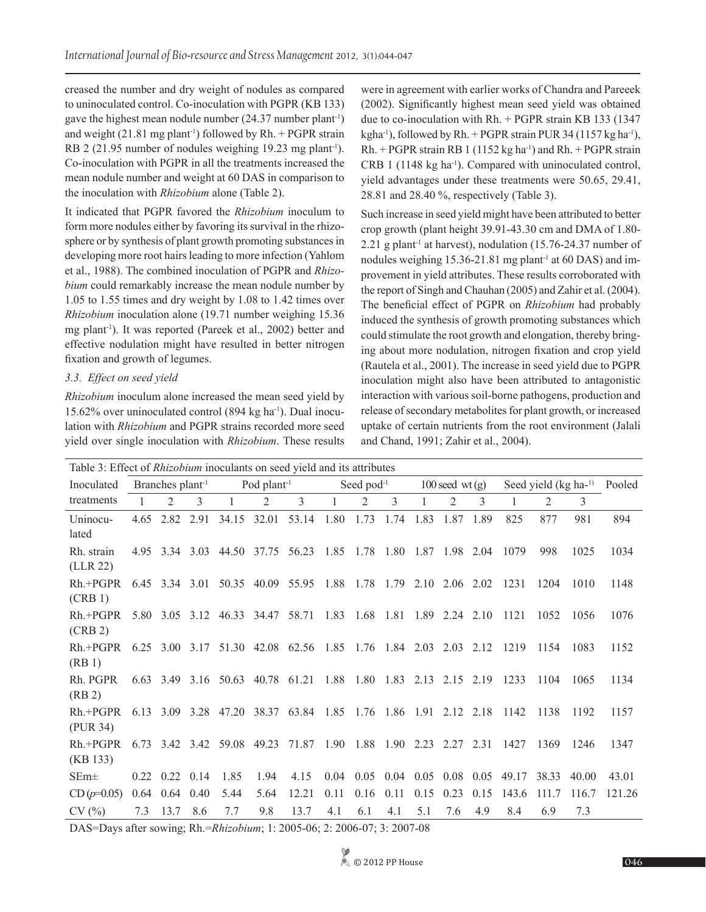creased the number and dry weight of nodules as compared to uninoculated control. Co-inoculation with PGPR (KB 133) gave the highest mean nodule number (24.37 number plant$^{-1}$) and weight (21.81 mg plant$^{-1}$) followed by Rh. + PGPR strain RB 2 (21.95 number of nodules weighing 19.23 mg plant$^{-1}$). Co-inoculation with PGPR in all the treatments increased the mean nodule number and weight at 60 DAS in comparison to the inoculation with *Rhizobium* alone (Table 2).

It indicated that PGPR favored the *Rhizobium* inoculum to form more nodules either by favoring its survival in the rhizosphere or by synthesis of plant growth promoting substances in developing more root hairs leading to more infection (Yahlom et al., 1988). The combined inoculation of PGPR and *Rhizobium* could remarkably increase the mean nodule number by 1.05 to 1.55 times and dry weight by 1.08 to 1.42 times over *Rhizobium* inoculation alone (19.71 number weighing 15.36 mg plant$^{-1}$). It was reported (Pareek et al., 2002) better and effective nodulation might have resulted in better nitrogen fixation and growth of legumes.

### *3.3. Effect on seed yield*

*Rhizobium* inoculum alone increased the mean seed yield by 15.62% over uninoculated control (894 kg ha$^{-1}$). Dual inoculation with *Rhizobium* and PGPR strains recorded more seed yield over single inoculation with *Rhizobium*. These results were in agreement with earlier works of Chandra and Pareeek (2002). Significantly highest mean seed yield was obtained due to co-inoculation with Rh. + PGPR strain KB 133 (1347 kgha$^{-1}$), followed by Rh. + PGPR strain PUR 34 (1157 kg ha$^{-1}$), Rh. + PGPR strain RB 1 (1152 kg ha$^{-1}$) and Rh. + PGPR strain CRB 1 (1148 kg ha$^{-1}$). Compared with uninoculated control, yield advantages under these treatments were 50.65, 29.41, 28.81 and 28.40 %, respectively (Table 3).

Such increase in seed yield might have been attributed to better crop growth (plant height 39.91-43.30 cm and DMA of 1.80-2.21 g plant$^{-1}$ at harvest), nodulation (15.76-24.37 number of nodules weighing 15.36-21.81 mg plant$^{-1}$ at 60 DAS) and improvement in yield attributes. These results corroborated with the report of Singh and Chauhan (2005) and Zahir et al. (2004). The beneficial effect of PGPR on *Rhizobium* had probably induced the synthesis of growth promoting substances which could stimulate the root growth and elongation, thereby bringing about more nodulation, nitrogen fixation and crop yield (Rautela et al., 2001). The increase in seed yield due to PGPR inoculation might also have been attributed to antagonistic interaction with various soil-borne pathogens, production and release of secondary metabolites for plant growth, or increased uptake of certain nutrients from the root environment (Jalali and Chand, 1991; Zahir et al., 2004).

Table 3: Effect of *Rhizobium* inoculants on seed yield and its attributes

| Inoculated treatments | Branches plant$^{-1}$ | | | Pod plant$^{-1}$ | | | Seed pod$^{-1}$ | | | 100 seed wt (g) | | | Seed yield (kg ha$^{-1}$) | | | Pooled |
|---|---|---|---|---|---|---|---|---|---|---|---|---|---|---|---|---|
| | 1 | 2 | 3 | 1 | 2 | 3 | 1 | 2 | 3 | 1 | 2 | 3 | 1 | 2 | 3 | |
| Uninoculated | 4.65 | 2.82 | 2.91 | 34.15 | 32.01 | 53.14 | 1.80 | 1.73 | 1.74 | 1.83 | 1.87 | 1.89 | 825 | 877 | 981 | 894 |
| Rh. strain (LLR 22) | 4.95 | 3.34 | 3.03 | 44.50 | 37.75 | 56.23 | 1.85 | 1.78 | 1.80 | 1.87 | 1.98 | 2.04 | 1079 | 998 | 1025 | 1034 |
| Rh.+PGPR (CRB 1) | 6.45 | 3.34 | 3.01 | 50.35 | 40.09 | 55.95 | 1.88 | 1.78 | 1.79 | 2.10 | 2.06 | 2.02 | 1231 | 1204 | 1010 | 1148 |
| Rh.+PGPR (CRB 2) | 5.80 | 3.05 | 3.12 | 46.33 | 34.47 | 58.71 | 1.83 | 1.68 | 1.81 | 1.89 | 2.24 | 2.10 | 1121 | 1052 | 1056 | 1076 |
| Rh.+PGPR (RB 1) | 6.25 | 3.00 | 3.17 | 51.30 | 42.08 | 62.56 | 1.85 | 1.76 | 1.84 | 2.03 | 2.03 | 2.12 | 1219 | 1154 | 1083 | 1152 |
| Rh. PGPR (RB 2) | 6.63 | 3.49 | 3.16 | 50.63 | 40.78 | 61.21 | 1.88 | 1.80 | 1.83 | 2.13 | 2.15 | 2.19 | 1233 | 1104 | 1065 | 1134 |
| Rh.+PGPR (PUR 34) | 6.13 | 3.09 | 3.28 | 47.20 | 38.37 | 63.84 | 1.85 | 1.76 | 1.86 | 1.91 | 2.12 | 2.18 | 1142 | 1138 | 1192 | 1157 |
| Rh.+PGPR (KB 133) | 6.73 | 3.42 | 3.42 | 59.08 | 49.23 | 71.87 | 1.90 | 1.88 | 1.90 | 2.23 | 2.27 | 2.31 | 1427 | 1369 | 1246 | 1347 |
| SEm± | 0.22 | 0.22 | 0.14 | 1.85 | 1.94 | 4.15 | 0.04 | 0.05 | 0.04 | 0.05 | 0.08 | 0.05 | 49.17 | 38.33 | 40.00 | 43.01 |
| CD ($p$=0.05) | 0.64 | 0.64 | 0.40 | 5.44 | 5.64 | 12.21 | 0.11 | 0.16 | 0.11 | 0.15 | 0.23 | 0.15 | 143.6 | 111.7 | 116.7 | 121.26 |
| CV (%) | 7.3 | 13.7 | 8.6 | 7.7 | 9.8 | 13.7 | 4.1 | 6.1 | 4.1 | 5.1 | 7.6 | 4.9 | 8.4 | 6.9 | 7.3 | |

DAS=Days after sowing; Rh.=*Rhizobium*; 1: 2005-06; 2: 2006-07; 3: 2007-08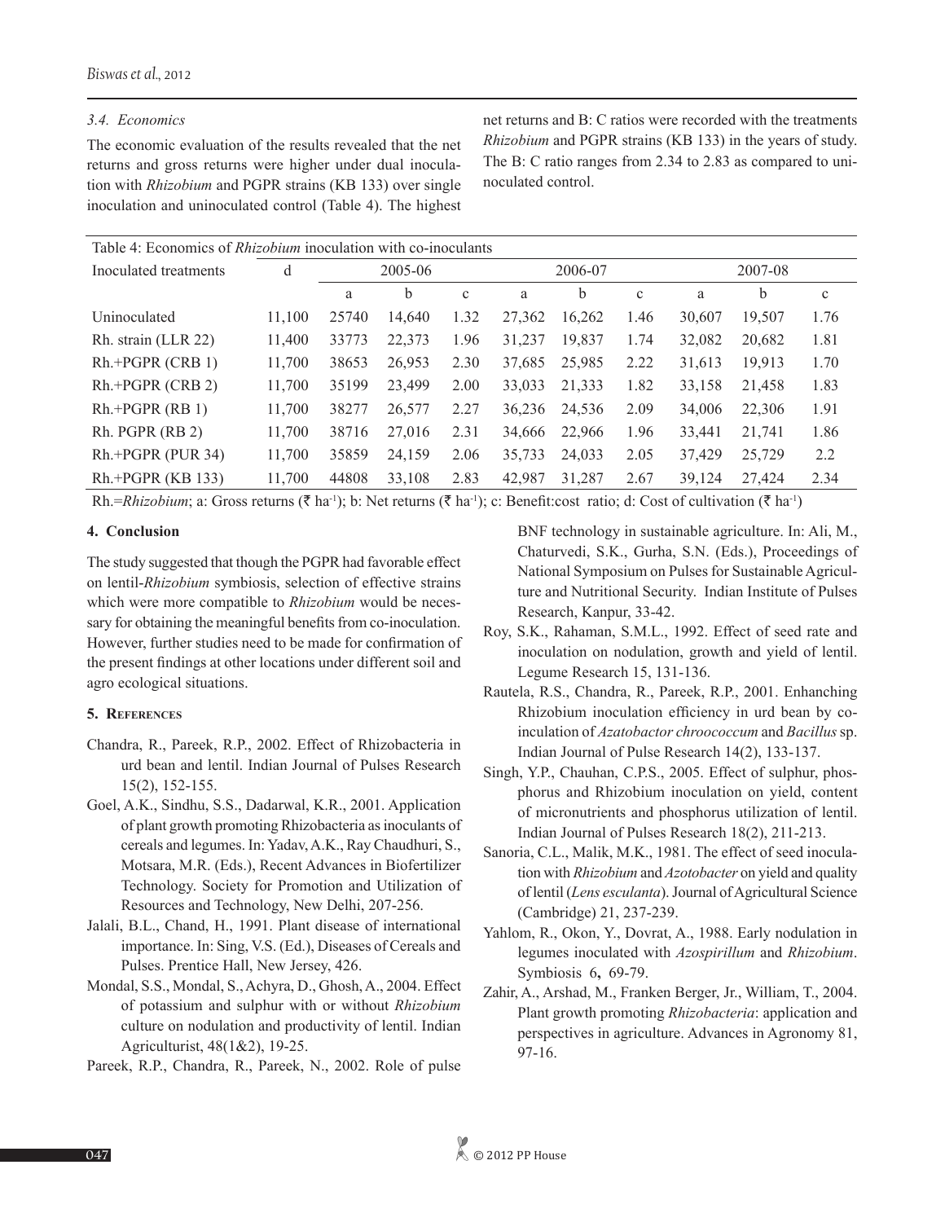### 3.4. Economics

The economic evaluation of the results revealed that the net returns and gross returns were higher under dual inoculation with *Rhizobium* and PGPR strains (KB 133) over single inoculation and uninoculated control (Table 4). The highest net returns and B: C ratios were recorded with the treatments *Rhizobium* and PGPR strains (KB 133) in the years of study. The B: C ratio ranges from 2.34 to 2.83 as compared to uninoculated control.

Table 4: Economics of *Rhizobium* inoculation with co-inoculants

| Inoculated treatments | d | 2005-06 | | | 2006-07 | | | 2007-08 | | |
|---|---|---|---|---|---|---|---|---|---|---|
| | | a | b | c | a | b | c | a | b | c |
| Uninoculated | 11,100 | 25740 | 14,640 | 1.32 | 27,362 | 16,262 | 1.46 | 30,607 | 19,507 | 1.76 |
| Rh. strain (LLR 22) | 11,400 | 33773 | 22,373 | 1.96 | 31,237 | 19,837 | 1.74 | 32,082 | 20,682 | 1.81 |
| Rh.+PGPR (CRB 1) | 11,700 | 38653 | 26,953 | 2.30 | 37,685 | 25,985 | 2.22 | 31,613 | 19,913 | 1.70 |
| Rh.+PGPR (CRB 2) | 11,700 | 35199 | 23,499 | 2.00 | 33,033 | 21,333 | 1.82 | 33,158 | 21,458 | 1.83 |
| Rh.+PGPR (RB 1) | 11,700 | 38277 | 26,577 | 2.27 | 36,236 | 24,536 | 2.09 | 34,006 | 22,306 | 1.91 |
| Rh. PGPR (RB 2) | 11,700 | 38716 | 27,016 | 2.31 | 34,666 | 22,966 | 1.96 | 33,441 | 21,741 | 1.86 |
| Rh.+PGPR (PUR 34) | 11,700 | 35859 | 24,159 | 2.06 | 35,733 | 24,033 | 2.05 | 37,429 | 25,729 | 2.2 |
| Rh.+PGPR (KB 133) | 11,700 | 44808 | 33,108 | 2.83 | 42,987 | 31,287 | 2.67 | 39,124 | 27,424 | 2.34 |

Rh.=*Rhizobium*; a: Gross returns (₹ $ha^{-1}$); b: Net returns (₹ $ha^{-1}$); c: Benefit:cost ratio; d: Cost of cultivation (₹ $ha^{-1}$)

## 4. Conclusion

The study suggested that though the PGPR had favorable effect on lentil-*Rhizobium* symbiosis, selection of effective strains which were more compatible to *Rhizobium* would be necessary for obtaining the meaningful benefits from co-inoculation. However, further studies need to be made for confirmation of the present findings at other locations under different soil and agro ecological situations.

## 5. References

Chandra, R., Pareek, R.P., 2002. Effect of Rhizobacteria in urd bean and lentil. Indian Journal of Pulses Research 15(2), 152-155.

Goel, A.K., Sindhu, S.S., Dadarwal, K.R., 2001. Application of plant growth promoting Rhizobacteria as inoculants of cereals and legumes. In: Yadav, A.K., Ray Chaudhuri, S., Motsara, M.R. (Eds.), Recent Advances in Biofertilizer Technology. Society for Promotion and Utilization of Resources and Technology, New Delhi, 207-256.

Jalali, B.L., Chand, H., 1991. Plant disease of international importance. In: Sing, V.S. (Ed.), Diseases of Cereals and Pulses. Prentice Hall, New Jersey, 426.

Mondal, S.S., Mondal, S., Achyra, D., Ghosh, A., 2004. Effect of potassium and sulphur with or without *Rhizobium* culture on nodulation and productivity of lentil. Indian Agriculturist, 48(1&2), 19-25.

Pareek, R.P., Chandra, R., Pareek, N., 2002. Role of pulse BNF technology in sustainable agriculture. In: Ali, M., Chaturvedi, S.K., Gurha, S.N. (Eds.), Proceedings of National Symposium on Pulses for Sustainable Agriculture and Nutritional Security. Indian Institute of Pulses Research, Kanpur, 33-42.

Roy, S.K., Rahaman, S.M.L., 1992. Effect of seed rate and inoculation on nodulation, growth and yield of lentil. Legume Research 15, 131-136.

Rautela, R.S., Chandra, R., Pareek, R.P., 2001. Enhanching Rhizobium inoculation efficiency in urd bean by co-inoculation of *Azatobactor chroococcum* and *Bacillus* sp. Indian Journal of Pulse Research 14(2), 133-137.

Singh, Y.P., Chauhan, C.P.S., 2005. Effect of sulphur, phosphorus and Rhizobium inoculation on yield, content of micronutrients and phosphorus utilization of lentil. Indian Journal of Pulses Research 18(2), 211-213.

Sanoria, C.L., Malik, M.K., 1981. The effect of seed inoculation with *Rhizobium* and *Azotobacter* on yield and quality of lentil (*Lens esculanta*). Journal of Agricultural Science (Cambridge) 21, 237-239.

Yahlom, R., Okon, Y., Dovrat, A., 1988. Early nodulation in legumes inoculated with *Azospirillum* and *Rhizobium*. Symbiosis 6, 69-79.

Zahir, A., Arshad, M., Franken Berger, Jr., William, T., 2004. Plant growth promoting *Rhizobacteria*: application and perspectives in agriculture. Advances in Agronomy 81, 97-16.